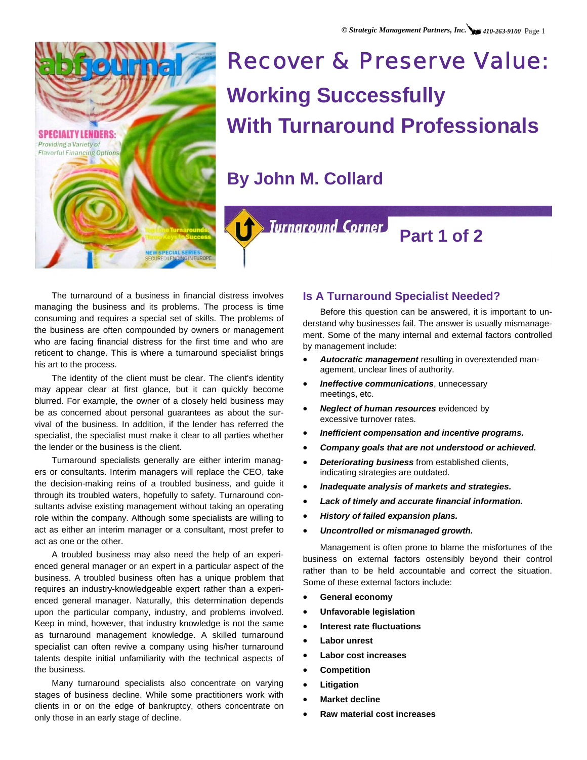# Recover & Preserve Value: Working Successfully With Turnaround Professionals

## By John M. Collard

Turnaround Corner **Part 1 of 2**

The turnaround of a business in financial distress involves managing the business and its problems. The process is time consuming and requires a special set of skills. The problems of the business are often compounded by owners or management who are facing financial distress for the first time and who are reticent to change. This is where a turnaround specialist brings his art to the process.

The identity of the client must be clear. The client's identity may appear clear at first glance, but it can quickly become blurred. For example, the owner of a closely held business may be as concerned about personal guarantees as about the survival of the business. In addition, if the lender has referred the specialist, the specialist must make it clear to all parties whether the lender or the business is the client.

Turnaround specialists generally are either interim managers or consultants. Interim managers will replace the CEO, take the decision-making reins of a troubled business, and guide it through its troubled waters, hopefully to safety. Turnaround consultants advise existing management without taking an operating role within the company. Although some specialists are willing to act as either an interim manager or a consultant, most prefer to act as one or the other.

A troubled business may also need the help of an experienced general manager or an expert in a particular aspect of the business. A troubled business often has a unique problem that requires an industry-knowledgeable expert rather than a experienced general manager. Naturally, this determination depends upon the particular company, industry, and problems involved. Keep in mind, however, that industry knowledge is not the same as turnaround management knowledge. A skilled turnaround specialist can often revive a company using his/her turnaround talents despite initial unfamiliarity with the technical aspects of the business.

Many turnaround specialists also concentrate on varying stages of business decline. While some practitioners work with clients in or on the edge of bankruptcy, others concentrate on only those in an early stage of decline.

### Is A Turnaround Specialist Needed?

Before this question can be answered, it is important to understand why businesses fail. The answer is usually mismanagement. Some of the many internal and external factors controlled by management include:

- ***Autocratic management*** resulting in overextended management, unclear lines of authority.
- ***Ineffective communications***, unnecessary meetings, etc.
- ***Neglect of human resources*** evidenced by excessive turnover rates.
- ***Inefficient compensation and incentive programs.***
- ***Company goals that are not understood or achieved.***
- ***Deteriorating business*** from established clients, indicating strategies are outdated.
- ***Inadequate analysis of markets and strategies.***
- ***Lack of timely and accurate financial information.***
- ***History of failed expansion plans.***
- ***Uncontrolled or mismanaged growth.***

Management is often prone to blame the misfortunes of the business on external factors ostensibly beyond their control rather than to be held accountable and correct the situation. Some of these external factors include:

- **General economy**
- **Unfavorable legislation**
- **Interest rate fluctuations**
- **Labor unrest**
- **Labor cost increases**
- **Competition**
- **Litigation**
- **Market decline**
- **Raw material cost increases**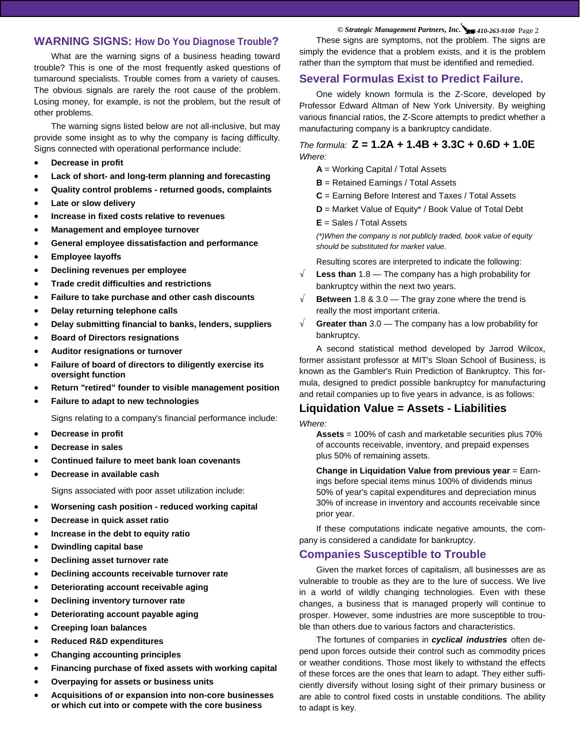## WARNING SIGNS: How Do You Diagnose Trouble?

What are the warning signs of a business heading toward trouble? This is one of the most frequently asked questions of turnaround specialists. Trouble comes from a variety of causes. The obvious signals are rarely the root cause of the problem. Losing money, for example, is not the problem, but the result of other problems.

The warning signs listed below are not all-inclusive, but may provide some insight as to why the company is facing difficulty. Signs connected with operational performance include:

- **Decrease in profit**
- **Lack of short- and long-term planning and forecasting**
- **Quality control problems - returned goods, complaints**
- **Late or slow delivery**
- **Increase in fixed costs relative to revenues**
- **Management and employee turnover**
- **General employee dissatisfaction and performance**
- **Employee layoffs**
- **Declining revenues per employee**
- **Trade credit difficulties and restrictions**
- **Failure to take purchase and other cash discounts**
- **Delay returning telephone calls**
- **Delay submitting financial to banks, lenders, suppliers**
- **Board of Directors resignations**
- **Auditor resignations or turnover**
- **Failure of board of directors to diligently exercise its oversight function**
- **Return "retired" founder to visible management position**
- **Failure to adapt to new technologies**

Signs relating to a company's financial performance include:

- **Decrease in profit**
- **Decrease in sales**
- **Continued failure to meet bank loan covenants**
- **Decrease in available cash**

Signs associated with poor asset utilization include:

- **Worsening cash position - reduced working capital**
- **Decrease in quick asset ratio**
- **Increase in the debt to equity ratio**
- **Dwindling capital base**
- **Declining asset turnover rate**
- **Declining accounts receivable turnover rate**
- **Deteriorating account receivable aging**
- **Declining inventory turnover rate**
- **Deteriorating account payable aging**
- **Creeping loan balances**
- **Reduced R&D expenditures**
- **Changing accounting principles**
- **Financing purchase of fixed assets with working capital**
- **Overpaying for assets or business units**
- **Acquisitions of or expansion into non-core businesses or which cut into or compete with the core business**

These signs are symptoms, not the problem. The signs are simply the evidence that a problem exists, and it is the problem rather than the symptom that must be identified and remedied.

## Several Formulas Exist to Predict Failure.

One widely known formula is the Z-Score, developed by Professor Edward Altman of New York University. By weighing various financial ratios, the Z-Score attempts to predict whether a manufacturing company is a bankruptcy candidate.

*The formula:* $Z = 1.2A + 1.4B + 3.3C + 0.6D + 1.0E$

*Where:*

**A** = Working Capital / Total Assets

**B** = Retained Earnings / Total Assets

**C** = Earning Before Interest and Taxes / Total Assets

**D** = Market Value of Equity* / Book Value of Total Debt

**E** = Sales / Total Assets

*(*)When the company is not publicly traded, book value of equity should be substituted for market value.*

Resulting scores are interpreted to indicate the following:

√ **Less than** 1.8 — The company has a high probability for bankruptcy within the next two years.

√ **Between** 1.8 & 3.0 — The gray zone where the trend is really the most important criteria.

√ **Greater than** 3.0 — The company has a low probability for bankruptcy.

A second statistical method developed by Jarrod Wilcox, former assistant professor at MIT's Sloan School of Business, is known as the Gambler's Ruin Prediction of Bankruptcy. This formula, designed to predict possible bankruptcy for manufacturing and retail companies up to five years in advance, is as follows:

### Liquidation Value = Assets - Liabilities

*Where:*

**Assets** = 100% of cash and marketable securities plus 70% of accounts receivable, inventory, and prepaid expenses plus 50% of remaining assets.

**Change in Liquidation Value from previous year** = Earnings before special items minus 100% of dividends minus 50% of year's capital expenditures and depreciation minus 30% of increase in inventory and accounts receivable since prior year.

If these computations indicate negative amounts, the company is considered a candidate for bankruptcy.

## Companies Susceptible to Trouble

Given the market forces of capitalism, all businesses are as vulnerable to trouble as they are to the lure of success. We live in a world of wildly changing technologies. Even with these changes, a business that is managed properly will continue to prosper. However, some industries are more susceptible to trouble than others due to various factors and characteristics.

The fortunes of companies in ***cyclical industries*** often depend upon forces outside their control such as commodity prices or weather conditions. Those most likely to withstand the effects of these forces are the ones that learn to adapt. They either sufficiently diversify without losing sight of their primary business or are able to control fixed costs in unstable conditions. The ability to adapt is key.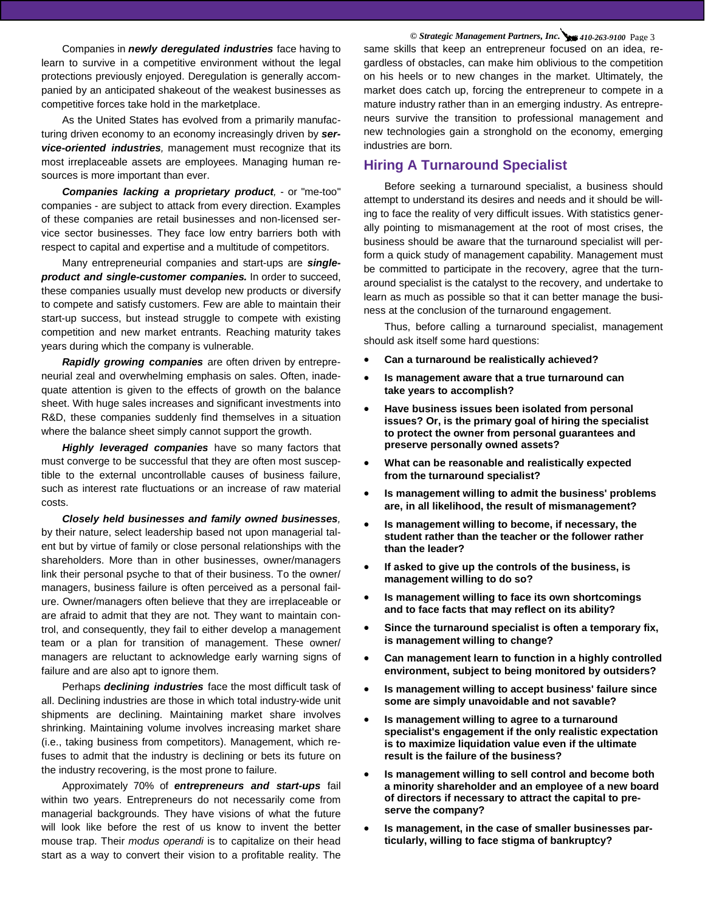Companies in ***newly deregulated industries*** face having to learn to survive in a competitive environment without the legal protections previously enjoyed. Deregulation is generally accompanied by an anticipated shakeout of the weakest businesses as competitive forces take hold in the marketplace.

As the United States has evolved from a primarily manufacturing driven economy to an economy increasingly driven by ***service-oriented industries****,* management must recognize that its most irreplaceable assets are employees. Managing human resources is more important than ever.

***Companies lacking a proprietary product****,* - or "me-too" companies - are subject to attack from every direction. Examples of these companies are retail businesses and non-licensed service sector businesses. They face low entry barriers both with respect to capital and expertise and a multitude of competitors.

Many entrepreneurial companies and start-ups are ***single-product and single-customer companies.*** In order to succeed, these companies usually must develop new products or diversify to compete and satisfy customers. Few are able to maintain their start-up success, but instead struggle to compete with existing competition and new market entrants. Reaching maturity takes years during which the company is vulnerable.

***Rapidly growing companies*** are often driven by entrepreneurial zeal and overwhelming emphasis on sales. Often, inadequate attention is given to the effects of growth on the balance sheet. With huge sales increases and significant investments into R&D, these companies suddenly find themselves in a situation where the balance sheet simply cannot support the growth.

***Highly leveraged companies*** have so many factors that must converge to be successful that they are often most susceptible to the external uncontrollable causes of business failure, such as interest rate fluctuations or an increase of raw material costs.

***Closely held businesses and family owned businesses****,* by their nature, select leadership based not upon managerial talent but by virtue of family or close personal relationships with the shareholders. More than in other businesses, owner/managers link their personal psyche to that of their business. To the owner/managers, business failure is often perceived as a personal failure. Owner/managers often believe that they are irreplaceable or are afraid to admit that they are not. They want to maintain control, and consequently, they fail to either develop a management team or a plan for transition of management. These owner/managers are reluctant to acknowledge early warning signs of failure and are also apt to ignore them.

Perhaps ***declining industries*** face the most difficult task of all. Declining industries are those in which total industry-wide unit shipments are declining. Maintaining market share involves shrinking. Maintaining volume involves increasing market share (i.e., taking business from competitors). Management, which refuses to admit that the industry is declining or bets its future on the industry recovering, is the most prone to failure.

Approximately 70% of ***entrepreneurs and start-ups*** fail within two years. Entrepreneurs do not necessarily come from managerial backgrounds. They have visions of what the future will look like before the rest of us know to invent the better mouse trap. Their *modus operandi* is to capitalize on their head start as a way to convert their vision to a profitable reality. The same skills that keep an entrepreneur focused on an idea, regardless of obstacles, can make him oblivious to the competition on his heels or to new changes in the market. Ultimately, the market does catch up, forcing the entrepreneur to compete in a mature industry rather than in an emerging industry. As entrepreneurs survive the transition to professional management and new technologies gain a stronghold on the economy, emerging industries are born.

## Hiring A Turnaround Specialist

Before seeking a turnaround specialist, a business should attempt to understand its desires and needs and it should be willing to face the reality of very difficult issues. With statistics generally pointing to mismanagement at the root of most crises, the business should be aware that the turnaround specialist will perform a quick study of management capability. Management must be committed to participate in the recovery, agree that the turnaround specialist is the catalyst to the recovery, and undertake to learn as much as possible so that it can better manage the business at the conclusion of the turnaround engagement.

Thus, before calling a turnaround specialist, management should ask itself some hard questions:

- **Can a turnaround be realistically achieved?**
- **Is management aware that a true turnaround can take years to accomplish?**
- **Have business issues been isolated from personal issues? Or, is the primary goal of hiring the specialist to protect the owner from personal guarantees and preserve personally owned assets?**
- **What can be reasonable and realistically expected from the turnaround specialist?**
- **Is management willing to admit the business' problems are, in all likelihood, the result of mismanagement?**
- **Is management willing to become, if necessary, the student rather than the teacher or the follower rather than the leader?**
- **If asked to give up the controls of the business, is management willing to do so?**
- **Is management willing to face its own shortcomings and to face facts that may reflect on its ability?**
- **Since the turnaround specialist is often a temporary fix, is management willing to change?**
- **Can management learn to function in a highly controlled environment, subject to being monitored by outsiders?**
- **Is management willing to accept business' failure since some are simply unavoidable and not savable?**
- **Is management willing to agree to a turnaround specialist's engagement if the only realistic expectation is to maximize liquidation value even if the ultimate result is the failure of the business?**
- **Is management willing to sell control and become both a minority shareholder and an employee of a new board of directors if necessary to attract the capital to preserve the company?**
- **Is management, in the case of smaller businesses particularly, willing to face stigma of bankruptcy?**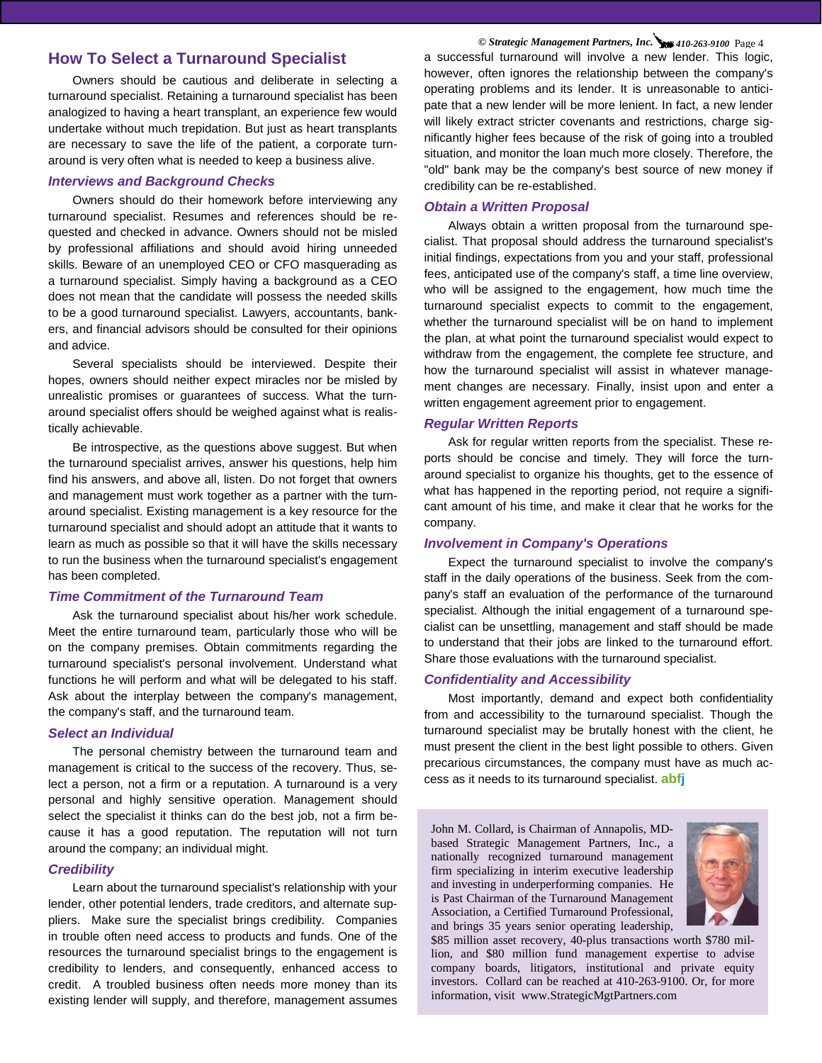## How To Select a Turnaround Specialist

Owners should be cautious and deliberate in selecting a turnaround specialist. Retaining a turnaround specialist has been analogized to having a heart transplant, an experience few would undertake without much trepidation. But just as heart transplants are necessary to save the life of the patient, a corporate turnaround is very often what is needed to keep a business alive.

### *Interviews and Background Checks*

Owners should do their homework before interviewing any turnaround specialist. Resumes and references should be requested and checked in advance. Owners should not be misled by professional affiliations and should avoid hiring unneeded skills. Beware of an unemployed CEO or CFO masquerading as a turnaround specialist. Simply having a background as a CEO does not mean that the candidate will possess the needed skills to be a good turnaround specialist. Lawyers, accountants, bankers, and financial advisors should be consulted for their opinions and advice.

Several specialists should be interviewed. Despite their hopes, owners should neither expect miracles nor be misled by unrealistic promises or guarantees of success. What the turnaround specialist offers should be weighed against what is realistically achievable.

Be introspective, as the questions above suggest. But when the turnaround specialist arrives, answer his questions, help him find his answers, and above all, listen. Do not forget that owners and management must work together as a partner with the turnaround specialist. Existing management is a key resource for the turnaround specialist and should adopt an attitude that it wants to learn as much as possible so that it will have the skills necessary to run the business when the turnaround specialist's engagement has been completed.

### *Time Commitment of the Turnaround Team*

Ask the turnaround specialist about his/her work schedule. Meet the entire turnaround team, particularly those who will be on the company premises. Obtain commitments regarding the turnaround specialist's personal involvement. Understand what functions he will perform and what will be delegated to his staff. Ask about the interplay between the company's management, the company's staff, and the turnaround team.

### *Select an Individual*

The personal chemistry between the turnaround team and management is critical to the success of the recovery. Thus, select a person, not a firm or a reputation. A turnaround is a very personal and highly sensitive operation. Management should select the specialist it thinks can do the best job, not a firm because it has a good reputation. The reputation will not turn around the company; an individual might.

### *Credibility*

Learn about the turnaround specialist's relationship with your lender, other potential lenders, trade creditors, and alternate suppliers. Make sure the specialist brings credibility. Companies in trouble often need access to products and funds. One of the resources the turnaround specialist brings to the engagement is credibility to lenders, and consequently, enhanced access to credit. A troubled business often needs more money than its existing lender will supply, and therefore, management assumes a successful turnaround will involve a new lender. This logic, however, often ignores the relationship between the company's operating problems and its lender. It is unreasonable to anticipate that a new lender will be more lenient. In fact, a new lender will likely extract stricter covenants and restrictions, charge significantly higher fees because of the risk of going into a troubled situation, and monitor the loan much more closely. Therefore, the "old" bank may be the company's best source of new money if credibility can be re-established.

### *Obtain a Written Proposal*

Always obtain a written proposal from the turnaround specialist. That proposal should address the turnaround specialist's initial findings, expectations from you and your staff, professional fees, anticipated use of the company's staff, a time line overview, who will be assigned to the engagement, how much time the turnaround specialist expects to commit to the engagement, whether the turnaround specialist will be on hand to implement the plan, at what point the turnaround specialist would expect to withdraw from the engagement, the complete fee structure, and how the turnaround specialist will assist in whatever management changes are necessary. Finally, insist upon and enter a written engagement agreement prior to engagement.

### *Regular Written Reports*

Ask for regular written reports from the specialist. These reports should be concise and timely. They will force the turnaround specialist to organize his thoughts, get to the essence of what has happened in the reporting period, not require a significant amount of his time, and make it clear that he works for the company.

### *Involvement in Company's Operations*

Expect the turnaround specialist to involve the company's staff in the daily operations of the business. Seek from the company's staff an evaluation of the performance of the turnaround specialist. Although the initial engagement of a turnaround specialist can be unsettling, management and staff should be made to understand that their jobs are linked to the turnaround effort. Share those evaluations with the turnaround specialist.

### *Confidentiality and Accessibility*

Most importantly, demand and expect both confidentiality from and accessibility to the turnaround specialist. Though the turnaround specialist may be brutally honest with the client, he must present the client in the best light possible to others. Given precarious circumstances, the company must have as much access as it needs to its turnaround specialist. **abfj**

John M. Collard, is Chairman of Annapolis, MD-based Strategic Management Partners, Inc., a nationally recognized turnaround management firm specializing in interim executive leadership and investing in underperforming companies. He is Past Chairman of the Turnaround Management Association, a Certified Turnaround Professional, and brings 35 years senior operating leadership, $85 million asset recovery, 40-plus transactions worth $780 million, and $80 million fund management expertise to advise company boards, litigators, institutional and private equity investors. Collard can be reached at 410-263-9100. Or, for more information, visit www.StrategicMgtPartners.com